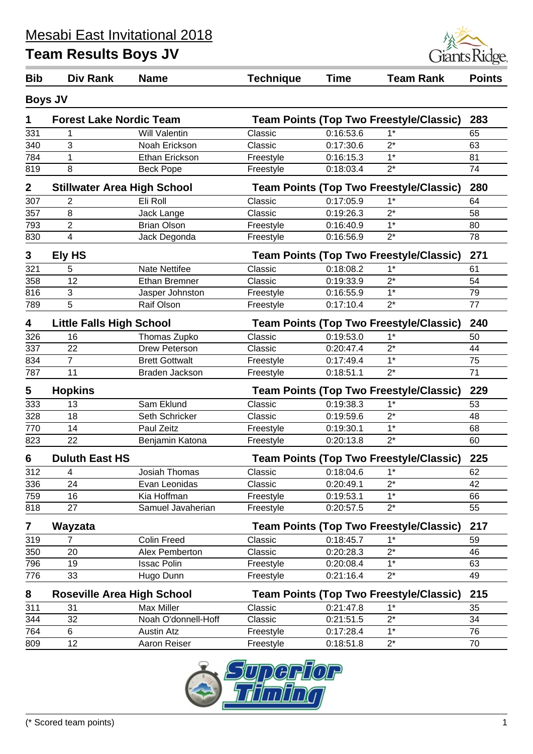# Mesabi East Invitational 2018

## Team Results Boys JV

| Bib | Div Rank | Name | Technique | Time | Team Rank | Points |
|---|---|---|---|---|---|---|
| **Boys JV** | | | | | | |
| **1** | **Forest Lake Nordic Team** | | **Team Points (Top Two Freestyle/Classic)** | | | **283** |
| 331 | 1 | Will Valentin | Classic | 0:16:53.6 | 1* | 65 |
| 340 | 3 | Noah Erickson | Classic | 0:17:30.6 | 2* | 63 |
| 784 | 1 | Ethan Erickson | Freestyle | 0:16:15.3 | 1* | 81 |
| 819 | 8 | Beck Pope | Freestyle | 0:18:03.4 | 2* | 74 |
| **2** | **Stillwater Area High School** | | **Team Points (Top Two Freestyle/Classic)** | | | **280** |
| 307 | 2 | Eli Roll | Classic | 0:17:05.9 | 1* | 64 |
| 357 | 8 | Jack Lange | Classic | 0:19:26.3 | 2* | 58 |
| 793 | 2 | Brian Olson | Freestyle | 0:16:40.9 | 1* | 80 |
| 830 | 4 | Jack Degonda | Freestyle | 0:16:56.9 | 2* | 78 |
| **3** | **Ely HS** | | **Team Points (Top Two Freestyle/Classic)** | | | **271** |
| 321 | 5 | Nate Nettifee | Classic | 0:18:08.2 | 1* | 61 |
| 358 | 12 | Ethan Bremner | Classic | 0:19:33.9 | 2* | 54 |
| 816 | 3 | Jasper Johnston | Freestyle | 0:16:55.9 | 1* | 79 |
| 789 | 5 | Raif Olson | Freestyle | 0:17:10.4 | 2* | 77 |
| **4** | **Little Falls High School** | | **Team Points (Top Two Freestyle/Classic)** | | | **240** |
| 326 | 16 | Thomas Zupko | Classic | 0:19:53.0 | 1* | 50 |
| 337 | 22 | Drew Peterson | Classic | 0:20:47.4 | 2* | 44 |
| 834 | 7 | Brett Gottwalt | Freestyle | 0:17:49.4 | 1* | 75 |
| 787 | 11 | Braden Jackson | Freestyle | 0:18:51.1 | 2* | 71 |
| **5** | **Hopkins** | | **Team Points (Top Two Freestyle/Classic)** | | | **229** |
| 333 | 13 | Sam Eklund | Classic | 0:19:38.3 | 1* | 53 |
| 328 | 18 | Seth Schricker | Classic | 0:19:59.6 | 2* | 48 |
| 770 | 14 | Paul Zeitz | Freestyle | 0:19:30.1 | 1* | 68 |
| 823 | 22 | Benjamin Katona | Freestyle | 0:20:13.8 | 2* | 60 |
| **6** | **Duluth East HS** | | **Team Points (Top Two Freestyle/Classic)** | | | **225** |
| 312 | 4 | Josiah Thomas | Classic | 0:18:04.6 | 1* | 62 |
| 336 | 24 | Evan Leonidas | Classic | 0:20:49.1 | 2* | 42 |
| 759 | 16 | Kia Hoffman | Freestyle | 0:19:53.1 | 1* | 66 |
| 818 | 27 | Samuel Javaherian | Freestyle | 0:20:57.5 | 2* | 55 |
| **7** | **Wayzata** | | **Team Points (Top Two Freestyle/Classic)** | | | **217** |
| 319 | 7 | Colin Freed | Classic | 0:18:45.7 | 1* | 59 |
| 350 | 20 | Alex Pemberton | Classic | 0:20:28.3 | 2* | 46 |
| 796 | 19 | Issac Polin | Freestyle | 0:20:08.4 | 1* | 63 |
| 776 | 33 | Hugo Dunn | Freestyle | 0:21:16.4 | 2* | 49 |
| **8** | **Roseville Area High School** | | **Team Points (Top Two Freestyle/Classic)** | | | **215** |
| 311 | 31 | Max Miller | Classic | 0:21:47.8 | 1* | 35 |
| 344 | 32 | Noah O'donnell-Hoff | Classic | 0:21:51.5 | 2* | 34 |
| 764 | 6 | Austin Atz | Freestyle | 0:17:28.4 | 1* | 76 |
| 809 | 12 | Aaron Reiser | Freestyle | 0:18:51.8 | 2* | 70 |

(* Scored team points)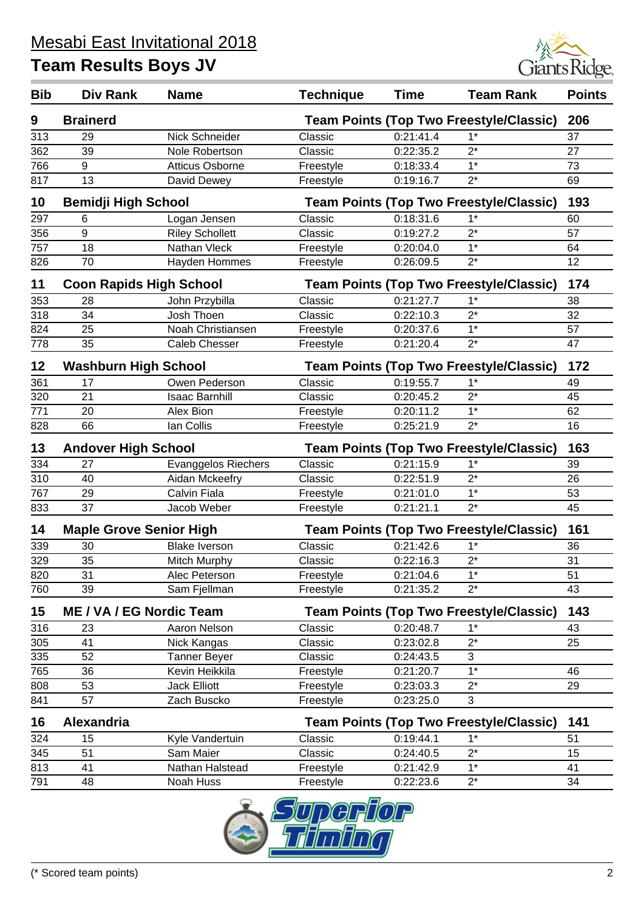# Mesabi East Invitational 2018

## Team Results Boys JV

| Bib | Div Rank | Name | Technique | Time | Team Rank | Points |
|---|---|---|---|---|---|---|
| **9** | **Brainerd** | | **Team Points (Top Two Freestyle/Classic)** | | | **206** |
| 313 | 29 | Nick Schneider | Classic | 0:21:41.4 | 1* | 37 |
| 362 | 39 | Nole Robertson | Classic | 0:22:35.2 | 2* | 27 |
| 766 | 9 | Atticus Osborne | Freestyle | 0:18:33.4 | 1* | 73 |
| 817 | 13 | David Dewey | Freestyle | 0:19:16.7 | 2* | 69 |
| **10** | **Bemidji High School** | | **Team Points (Top Two Freestyle/Classic)** | | | **193** |
| 297 | 6 | Logan Jensen | Classic | 0:18:31.6 | 1* | 60 |
| 356 | 9 | Riley Schollett | Classic | 0:19:27.2 | 2* | 57 |
| 757 | 18 | Nathan Vleck | Freestyle | 0:20:04.0 | 1* | 64 |
| 826 | 70 | Hayden Hommes | Freestyle | 0:26:09.5 | 2* | 12 |
| **11** | **Coon Rapids High School** | | **Team Points (Top Two Freestyle/Classic)** | | | **174** |
| 353 | 28 | John Przybilla | Classic | 0:21:27.7 | 1* | 38 |
| 318 | 34 | Josh Thoen | Classic | 0:22:10.3 | 2* | 32 |
| 824 | 25 | Noah Christiansen | Freestyle | 0:20:37.6 | 1* | 57 |
| 778 | 35 | Caleb Chesser | Freestyle | 0:21:20.4 | 2* | 47 |
| **12** | **Washburn High School** | | **Team Points (Top Two Freestyle/Classic)** | | | **172** |
| 361 | 17 | Owen Pederson | Classic | 0:19:55.7 | 1* | 49 |
| 320 | 21 | Isaac Barnhill | Classic | 0:20:45.2 | 2* | 45 |
| 771 | 20 | Alex Bion | Freestyle | 0:20:11.2 | 1* | 62 |
| 828 | 66 | Ian Collis | Freestyle | 0:25:21.9 | 2* | 16 |
| **13** | **Andover High School** | | **Team Points (Top Two Freestyle/Classic)** | | | **163** |
| 334 | 27 | Evanggelos Riechers | Classic | 0:21:15.9 | 1* | 39 |
| 310 | 40 | Aidan Mckeefry | Classic | 0:22:51.9 | 2* | 26 |
| 767 | 29 | Calvin Fiala | Freestyle | 0:21:01.0 | 1* | 53 |
| 833 | 37 | Jacob Weber | Freestyle | 0:21:21.1 | 2* | 45 |
| **14** | **Maple Grove Senior High** | | **Team Points (Top Two Freestyle/Classic)** | | | **161** |
| 339 | 30 | Blake Iverson | Classic | 0:21:42.6 | 1* | 36 |
| 329 | 35 | Mitch Murphy | Classic | 0:22:16.3 | 2* | 31 |
| 820 | 31 | Alec Peterson | Freestyle | 0:21:04.6 | 1* | 51 |
| 760 | 39 | Sam Fjellman | Freestyle | 0:21:35.2 | 2* | 43 |
| **15** | **ME / VA / EG Nordic Team** | | **Team Points (Top Two Freestyle/Classic)** | | | **143** |
| 316 | 23 | Aaron Nelson | Classic | 0:20:48.7 | 1* | 43 |
| 305 | 41 | Nick Kangas | Classic | 0:23:02.8 | 2* | 25 |
| 335 | 52 | Tanner Beyer | Classic | 0:24:43.5 | 3 | |
| 765 | 36 | Kevin Heikkila | Freestyle | 0:21:20.7 | 1* | 46 |
| 808 | 53 | Jack Elliott | Freestyle | 0:23:03.3 | 2* | 29 |
| 841 | 57 | Zach Buscko | Freestyle | 0:23:25.0 | 3 | |
| **16** | **Alexandria** | | **Team Points (Top Two Freestyle/Classic)** | | | **141** |
| 324 | 15 | Kyle Vandertuin | Classic | 0:19:44.1 | 1* | 51 |
| 345 | 51 | Sam Maier | Classic | 0:24:40.5 | 2* | 15 |
| 813 | 41 | Nathan Halstead | Freestyle | 0:21:42.9 | 1* | 41 |
| 791 | 48 | Noah Huss | Freestyle | 0:22:23.6 | 2* | 34 |

(* Scored team points)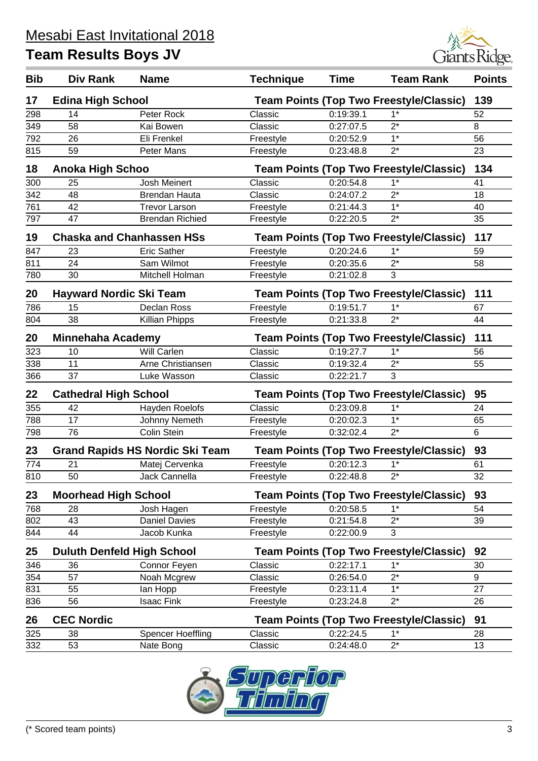# Mesabi East Invitational 2018

## Team Results Boys JV

| Bib | Div Rank | Name | Technique | Time | Team Rank | Points |
|---|---|---|---|---|---|---|
| **17** | **Edina High School** | | **Team Points (Top Two Freestyle/Classic)** | | | **139** |
| 298 | 14 | Peter Rock | Classic | 0:19:39.1 | 1* | 52 |
| 349 | 58 | Kai Bowen | Classic | 0:27:07.5 | 2* | 8 |
| 792 | 26 | Eli Frenkel | Freestyle | 0:20:52.9 | 1* | 56 |
| 815 | 59 | Peter Mans | Freestyle | 0:23:48.8 | 2* | 23 |
| **18** | **Anoka High Schoo** | | **Team Points (Top Two Freestyle/Classic)** | | | **134** |
| 300 | 25 | Josh Meinert | Classic | 0:20:54.8 | 1* | 41 |
| 342 | 48 | Brendan Hauta | Classic | 0:24:07.2 | 2* | 18 |
| 761 | 42 | Trevor Larson | Freestyle | 0:21:44.3 | 1* | 40 |
| 797 | 47 | Brendan Richied | Freestyle | 0:22:20.5 | 2* | 35 |
| **19** | **Chaska and Chanhassen HSs** | | **Team Points (Top Two Freestyle/Classic)** | | | **117** |
| 847 | 23 | Eric Sather | Freestyle | 0:20:24.6 | 1* | 59 |
| 811 | 24 | Sam Wilmot | Freestyle | 0:20:35.6 | 2* | 58 |
| 780 | 30 | Mitchell Holman | Freestyle | 0:21:02.8 | 3 | |
| **20** | **Hayward Nordic Ski Team** | | **Team Points (Top Two Freestyle/Classic)** | | | **111** |
| 786 | 15 | Declan Ross | Freestyle | 0:19:51.7 | 1* | 67 |
| 804 | 38 | Killian Phipps | Freestyle | 0:21:33.8 | 2* | 44 |
| **20** | **Minnehaha Academy** | | **Team Points (Top Two Freestyle/Classic)** | | | **111** |
| 323 | 10 | Will Carlen | Classic | 0:19:27.7 | 1* | 56 |
| 338 | 11 | Arne Christiansen | Classic | 0:19:32.4 | 2* | 55 |
| 366 | 37 | Luke Wasson | Classic | 0:22:21.7 | 3 | |
| **22** | **Cathedral High School** | | **Team Points (Top Two Freestyle/Classic)** | | | **95** |
| 355 | 42 | Hayden Roelofs | Classic | 0:23:09.8 | 1* | 24 |
| 788 | 17 | Johnny Nemeth | Freestyle | 0:20:02.3 | 1* | 65 |
| 798 | 76 | Colin Stein | Freestyle | 0:32:02.4 | 2* | 6 |
| **23** | **Grand Rapids HS Nordic Ski Team** | | **Team Points (Top Two Freestyle/Classic)** | | | **93** |
| 774 | 21 | Matej Cervenka | Freestyle | 0:20:12.3 | 1* | 61 |
| 810 | 50 | Jack Cannella | Freestyle | 0:22:48.8 | 2* | 32 |
| **23** | **Moorhead High School** | | **Team Points (Top Two Freestyle/Classic)** | | | **93** |
| 768 | 28 | Josh Hagen | Freestyle | 0:20:58.5 | 1* | 54 |
| 802 | 43 | Daniel Davies | Freestyle | 0:21:54.8 | 2* | 39 |
| 844 | 44 | Jacob Kunka | Freestyle | 0:22:00.9 | 3 | |
| **25** | **Duluth Denfeld High School** | | **Team Points (Top Two Freestyle/Classic)** | | | **92** |
| 346 | 36 | Connor Feyen | Classic | 0:22:17.1 | 1* | 30 |
| 354 | 57 | Noah Mcgrew | Classic | 0:26:54.0 | 2* | 9 |
| 831 | 55 | Ian Hopp | Freestyle | 0:23:11.4 | 1* | 27 |
| 836 | 56 | Isaac Fink | Freestyle | 0:23:24.8 | 2* | 26 |
| **26** | **CEC Nordic** | | **Team Points (Top Two Freestyle/Classic)** | | | **91** |
| 325 | 38 | Spencer Hoeffling | Classic | 0:22:24.5 | 1* | 28 |
| 332 | 53 | Nate Bong | Classic | 0:24:48.0 | 2* | 13 |

(* Scored team points)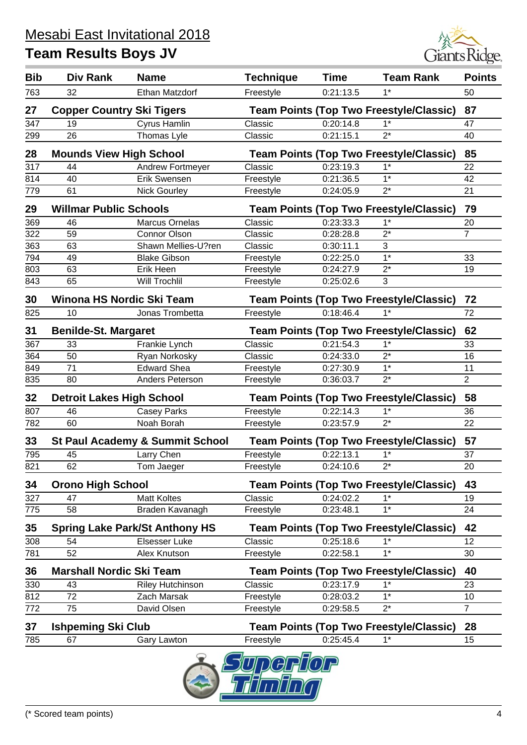# Mesabi East Invitational 2018

## Team Results Boys JV

| Bib | Div Rank | Name | Technique | Time | Team Rank | Points |
|---|---|---|---|---|---|---|
| 763 | 32 | Ethan Matzdorf | Freestyle | 0:21:13.5 | 1* | 50 |
| **27** | **Copper Country Ski Tigers** | | **Team Points (Top Two Freestyle/Classic)** | | | **87** |
| 347 | 19 | Cyrus Hamlin | Classic | 0:20:14.8 | 1* | 47 |
| 299 | 26 | Thomas Lyle | Classic | 0:21:15.1 | 2* | 40 |
| **28** | **Mounds View High School** | | **Team Points (Top Two Freestyle/Classic)** | | | **85** |
| 317 | 44 | Andrew Fortmeyer | Classic | 0:23:19.3 | 1* | 22 |
| 814 | 40 | Erik Swensen | Freestyle | 0:21:36.5 | 1* | 42 |
| 779 | 61 | Nick Gourley | Freestyle | 0:24:05.9 | 2* | 21 |
| **29** | **Willmar Public Schools** | | **Team Points (Top Two Freestyle/Classic)** | | | **79** |
| 369 | 46 | Marcus Ornelas | Classic | 0:23:33.3 | 1* | 20 |
| 322 | 59 | Connor Olson | Classic | 0:28:28.8 | 2* | 7 |
| 363 | 63 | Shawn Mellies-U?ren | Classic | 0:30:11.1 | 3 | |
| 794 | 49 | Blake Gibson | Freestyle | 0:22:25.0 | 1* | 33 |
| 803 | 63 | Erik Heen | Freestyle | 0:24:27.9 | 2* | 19 |
| 843 | 65 | Will Trochlil | Freestyle | 0:25:02.6 | 3 | |
| **30** | **Winona HS Nordic Ski Team** | | **Team Points (Top Two Freestyle/Classic)** | | | **72** |
| 825 | 10 | Jonas Trombetta | Freestyle | 0:18:46.4 | 1* | 72 |
| **31** | **Benilde-St. Margaret** | | **Team Points (Top Two Freestyle/Classic)** | | | **62** |
| 367 | 33 | Frankie Lynch | Classic | 0:21:54.3 | 1* | 33 |
| 364 | 50 | Ryan Norkosky | Classic | 0:24:33.0 | 2* | 16 |
| 849 | 71 | Edward Shea | Freestyle | 0:27:30.9 | 1* | 11 |
| 835 | 80 | Anders Peterson | Freestyle | 0:36:03.7 | 2* | 2 |
| **32** | **Detroit Lakes High School** | | **Team Points (Top Two Freestyle/Classic)** | | | **58** |
| 807 | 46 | Casey Parks | Freestyle | 0:22:14.3 | 1* | 36 |
| 782 | 60 | Noah Borah | Freestyle | 0:23:57.9 | 2* | 22 |
| **33** | **St Paul Academy & Summit School** | | **Team Points (Top Two Freestyle/Classic)** | | | **57** |
| 795 | 45 | Larry Chen | Freestyle | 0:22:13.1 | 1* | 37 |
| 821 | 62 | Tom Jaeger | Freestyle | 0:24:10.6 | 2* | 20 |
| **34** | **Orono High School** | | **Team Points (Top Two Freestyle/Classic)** | | | **43** |
| 327 | 47 | Matt Koltes | Classic | 0:24:02.2 | 1* | 19 |
| 775 | 58 | Braden Kavanagh | Freestyle | 0:23:48.1 | 1* | 24 |
| **35** | **Spring Lake Park/St Anthony HS** | | **Team Points (Top Two Freestyle/Classic)** | | | **42** |
| 308 | 54 | Elsesser Luke | Classic | 0:25:18.6 | 1* | 12 |
| 781 | 52 | Alex Knutson | Freestyle | 0:22:58.1 | 1* | 30 |
| **36** | **Marshall Nordic Ski Team** | | **Team Points (Top Two Freestyle/Classic)** | | | **40** |
| 330 | 43 | Riley Hutchinson | Classic | 0:23:17.9 | 1* | 23 |
| 812 | 72 | Zach Marsak | Freestyle | 0:28:03.2 | 1* | 10 |
| 772 | 75 | David Olsen | Freestyle | 0:29:58.5 | 2* | 7 |
| **37** | **Ishpeming Ski Club** | | **Team Points (Top Two Freestyle/Classic)** | | | **28** |
| 785 | 67 | Gary Lawton | Freestyle | 0:25:45.4 | 1* | 15 |

(* Scored team points)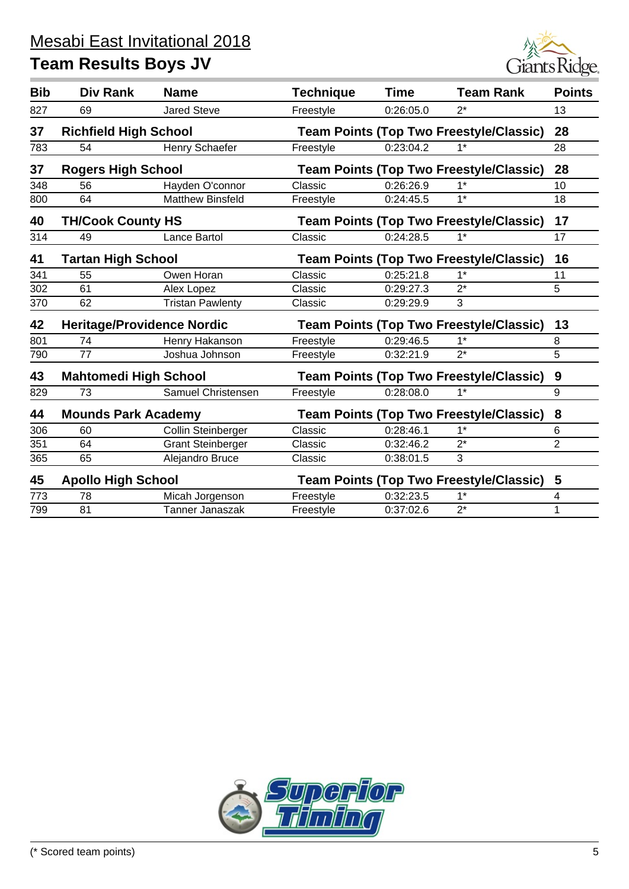# Mesabi East Invitational 2018

## Team Results Boys JV

| Bib | Div Rank | Name | Technique | Time | Team Rank | Points |
|---|---|---|---|---|---|---|
| 827 | 69 | Jared Steve | Freestyle | 0:26:05.0 | 2* | 13 |
| **37** | **Richfield High School** | | **Team Points (Top Two Freestyle/Classic)** | | | **28** |
| 783 | 54 | Henry Schaefer | Freestyle | 0:23:04.2 | 1* | 28 |
| **37** | **Rogers High School** | | **Team Points (Top Two Freestyle/Classic)** | | | **28** |
| 348 | 56 | Hayden O'connor | Classic | 0:26:26.9 | 1* | 10 |
| 800 | 64 | Matthew Binsfeld | Freestyle | 0:24:45.5 | 1* | 18 |
| **40** | **TH/Cook County HS** | | **Team Points (Top Two Freestyle/Classic)** | | | **17** |
| 314 | 49 | Lance Bartol | Classic | 0:24:28.5 | 1* | 17 |
| **41** | **Tartan High School** | | **Team Points (Top Two Freestyle/Classic)** | | | **16** |
| 341 | 55 | Owen Horan | Classic | 0:25:21.8 | 1* | 11 |
| 302 | 61 | Alex Lopez | Classic | 0:29:27.3 | 2* | 5 |
| 370 | 62 | Tristan Pawlenty | Classic | 0:29:29.9 | 3 | |
| **42** | **Heritage/Providence Nordic** | | **Team Points (Top Two Freestyle/Classic)** | | | **13** |
| 801 | 74 | Henry Hakanson | Freestyle | 0:29:46.5 | 1* | 8 |
| 790 | 77 | Joshua Johnson | Freestyle | 0:32:21.9 | 2* | 5 |
| **43** | **Mahtomedi High School** | | **Team Points (Top Two Freestyle/Classic)** | | | **9** |
| 829 | 73 | Samuel Christensen | Freestyle | 0:28:08.0 | 1* | 9 |
| **44** | **Mounds Park Academy** | | **Team Points (Top Two Freestyle/Classic)** | | | **8** |
| 306 | 60 | Collin Steinberger | Classic | 0:28:46.1 | 1* | 6 |
| 351 | 64 | Grant Steinberger | Classic | 0:32:46.2 | 2* | 2 |
| 365 | 65 | Alejandro Bruce | Classic | 0:38:01.5 | 3 | |
| **45** | **Apollo High School** | | **Team Points (Top Two Freestyle/Classic)** | | | **5** |
| 773 | 78 | Micah Jorgenson | Freestyle | 0:32:23.5 | 1* | 4 |
| 799 | 81 | Tanner Janaszak | Freestyle | 0:37:02.6 | 2* | 1 |

(* Scored team points)